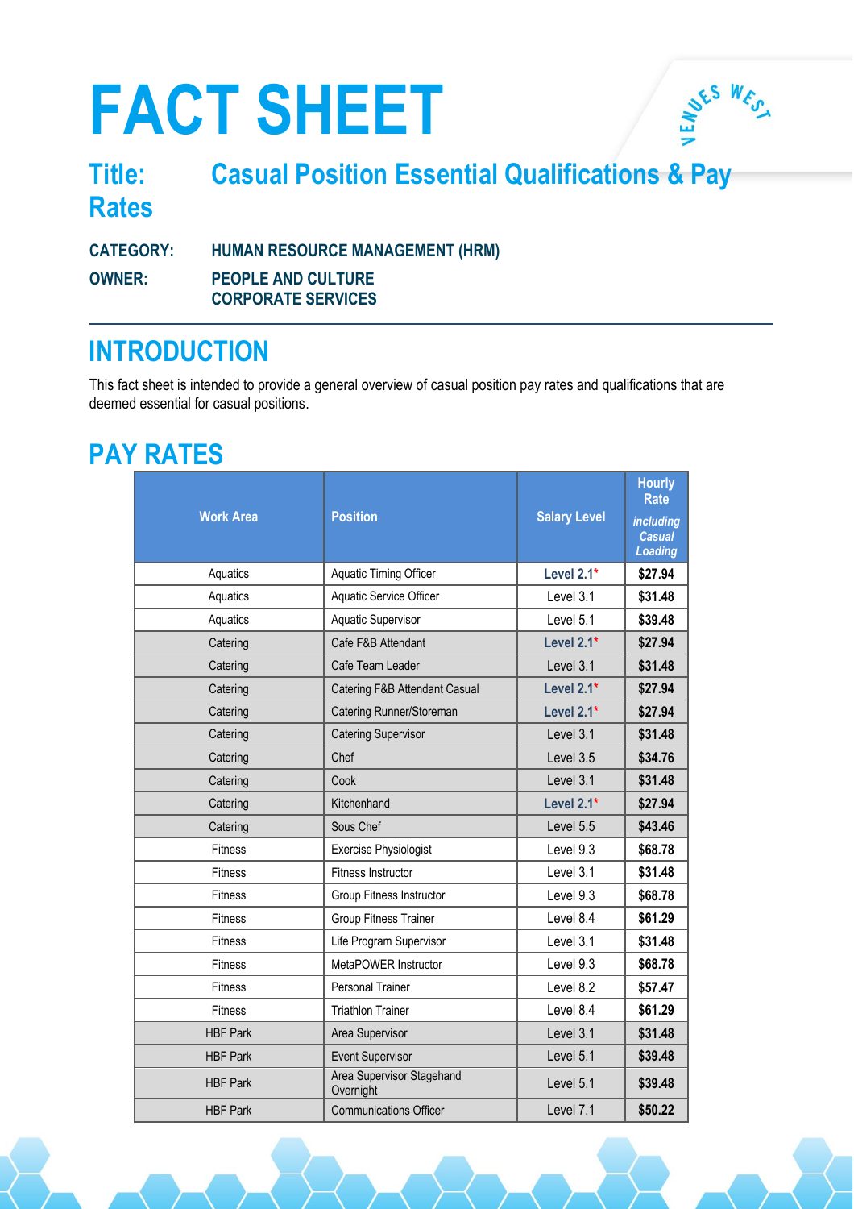# FACT SHEET

**Title:** Casual Position Essential Qualifications & Pay Rates

**CATEGORY:** HUMAN RESOURCE MANAGEMENT (HRM)

**OWNER:** PEOPLE AND CULTURE CORPORATE SERVICES

## INTRODUCTION

This fact sheet is intended to provide a general overview of casual position pay rates and qualifications that are deemed essential for casual positions.

## PAY RATES

| Work Area | Position | Salary Level | Hourly Rate *including Casual Loading* |
|---|---|---|---|
| Aquatics | Aquatic Timing Officer | Level 2.1* | $27.94 |
| Aquatics | Aquatic Service Officer | Level 3.1 | $31.48 |
| Aquatics | Aquatic Supervisor | Level 5.1 | $39.48 |
| Catering | Cafe F&B Attendant | Level 2.1* | $27.94 |
| Catering | Cafe Team Leader | Level 3.1 | $31.48 |
| Catering | Catering F&B Attendant Casual | Level 2.1* | $27.94 |
| Catering | Catering Runner/Storeman | Level 2.1* | $27.94 |
| Catering | Catering Supervisor | Level 3.1 | $31.48 |
| Catering | Chef | Level 3.5 | $34.76 |
| Catering | Cook | Level 3.1 | $31.48 |
| Catering | Kitchenhand | Level 2.1* | $27.94 |
| Catering | Sous Chef | Level 5.5 | $43.46 |
| Fitness | Exercise Physiologist | Level 9.3 | $68.78 |
| Fitness | Fitness Instructor | Level 3.1 | $31.48 |
| Fitness | Group Fitness Instructor | Level 9.3 | $68.78 |
| Fitness | Group Fitness Trainer | Level 8.4 | $61.29 |
| Fitness | Life Program Supervisor | Level 3.1 | $31.48 |
| Fitness | MetaPOWER Instructor | Level 9.3 | $68.78 |
| Fitness | Personal Trainer | Level 8.2 | $57.47 |
| Fitness | Triathlon Trainer | Level 8.4 | $61.29 |
| HBF Park | Area Supervisor | Level 3.1 | $31.48 |
| HBF Park | Event Supervisor | Level 5.1 | $39.48 |
| HBF Park | Area Supervisor Stagehand Overnight | Level 5.1 | $39.48 |
| HBF Park | Communications Officer | Level 7.1 | $50.22 |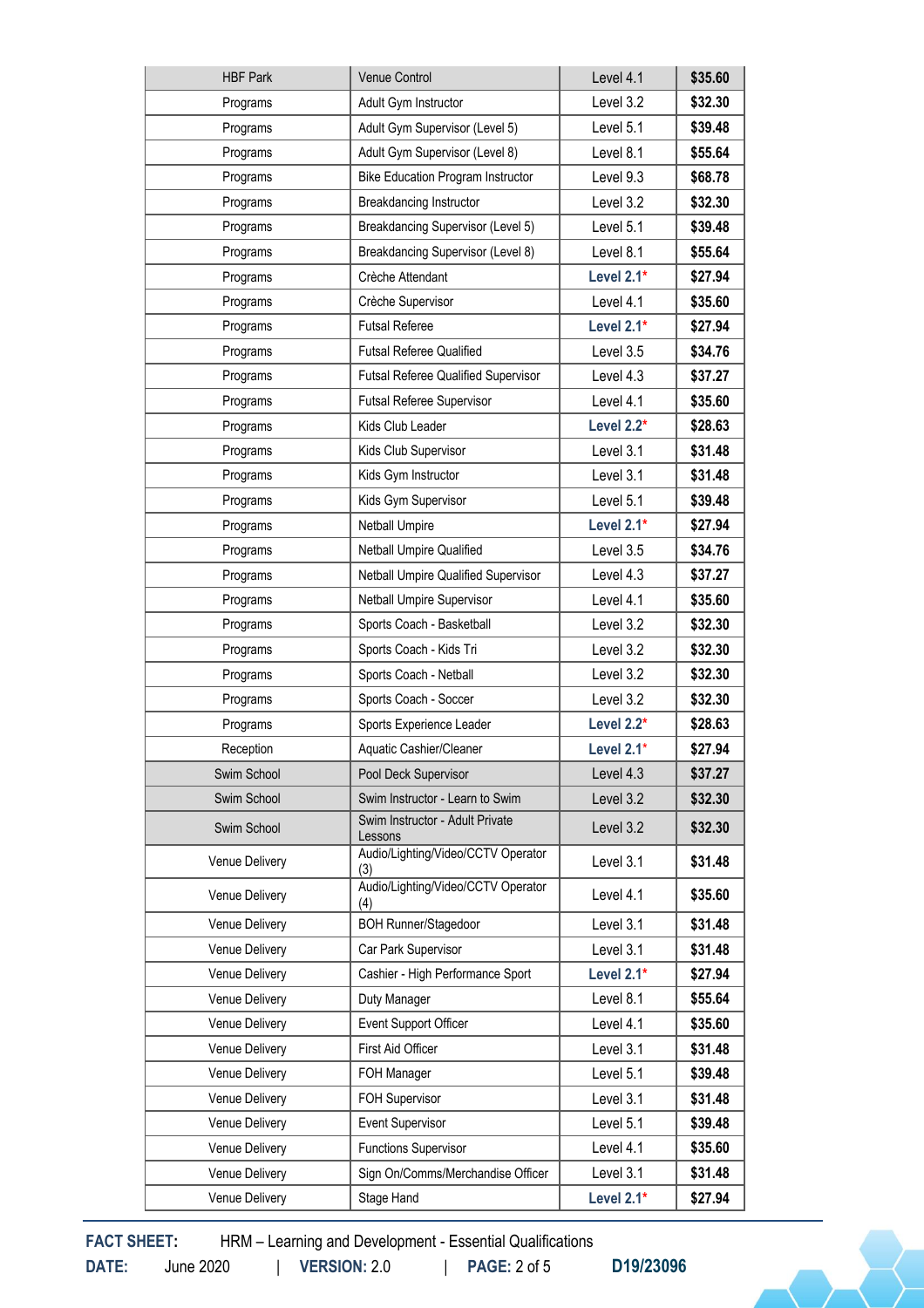| | | | |
|---|---|---|---|
| HBF Park | Venue Control | Level 4.1 | **$35.60** |
| Programs | Adult Gym Instructor | Level 3.2 | **$32.30** |
| Programs | Adult Gym Supervisor (Level 5) | Level 5.1 | **$39.48** |
| Programs | Adult Gym Supervisor (Level 8) | Level 8.1 | **$55.64** |
| Programs | Bike Education Program Instructor | Level 9.3 | **$68.78** |
| Programs | Breakdancing Instructor | Level 3.2 | **$32.30** |
| Programs | Breakdancing Supervisor (Level 5) | Level 5.1 | **$39.48** |
| Programs | Breakdancing Supervisor (Level 8) | Level 8.1 | **$55.64** |
| Programs | Crèche Attendant | **Level 2.1*** | **$27.94** |
| Programs | Crèche Supervisor | Level 4.1 | **$35.60** |
| Programs | Futsal Referee | **Level 2.1*** | **$27.94** |
| Programs | Futsal Referee Qualified | Level 3.5 | **$34.76** |
| Programs | Futsal Referee Qualified Supervisor | Level 4.3 | **$37.27** |
| Programs | Futsal Referee Supervisor | Level 4.1 | **$35.60** |
| Programs | Kids Club Leader | **Level 2.2*** | **$28.63** |
| Programs | Kids Club Supervisor | Level 3.1 | **$31.48** |
| Programs | Kids Gym Instructor | Level 3.1 | **$31.48** |
| Programs | Kids Gym Supervisor | Level 5.1 | **$39.48** |
| Programs | Netball Umpire | **Level 2.1*** | **$27.94** |
| Programs | Netball Umpire Qualified | Level 3.5 | **$34.76** |
| Programs | Netball Umpire Qualified Supervisor | Level 4.3 | **$37.27** |
| Programs | Netball Umpire Supervisor | Level 4.1 | **$35.60** |
| Programs | Sports Coach - Basketball | Level 3.2 | **$32.30** |
| Programs | Sports Coach - Kids Tri | Level 3.2 | **$32.30** |
| Programs | Sports Coach - Netball | Level 3.2 | **$32.30** |
| Programs | Sports Coach - Soccer | Level 3.2 | **$32.30** |
| Programs | Sports Experience Leader | **Level 2.2*** | **$28.63** |
| Reception | Aquatic Cashier/Cleaner | **Level 2.1*** | **$27.94** |
| Swim School | Pool Deck Supervisor | Level 4.3 | **$37.27** |
| Swim School | Swim Instructor - Learn to Swim | Level 3.2 | **$32.30** |
| Swim School | Swim Instructor - Adult Private Lessons | Level 3.2 | **$32.30** |
| Venue Delivery | Audio/Lighting/Video/CCTV Operator (3) | Level 3.1 | **$31.48** |
| Venue Delivery | Audio/Lighting/Video/CCTV Operator (4) | Level 4.1 | **$35.60** |
| Venue Delivery | BOH Runner/Stagedoor | Level 3.1 | **$31.48** |
| Venue Delivery | Car Park Supervisor | Level 3.1 | **$31.48** |
| Venue Delivery | Cashier - High Performance Sport | **Level 2.1*** | **$27.94** |
| Venue Delivery | Duty Manager | Level 8.1 | **$55.64** |
| Venue Delivery | Event Support Officer | Level 4.1 | **$35.60** |
| Venue Delivery | First Aid Officer | Level 3.1 | **$31.48** |
| Venue Delivery | FOH Manager | Level 5.1 | **$39.48** |
| Venue Delivery | FOH Supervisor | Level 3.1 | **$31.48** |
| Venue Delivery | Event Supervisor | Level 5.1 | **$39.48** |
| Venue Delivery | Functions Supervisor | Level 4.1 | **$35.60** |
| Venue Delivery | Sign On/Comms/Merchandise Officer | Level 3.1 | **$31.48** |
| Venue Delivery | Stage Hand | **Level 2.1*** | **$27.94** |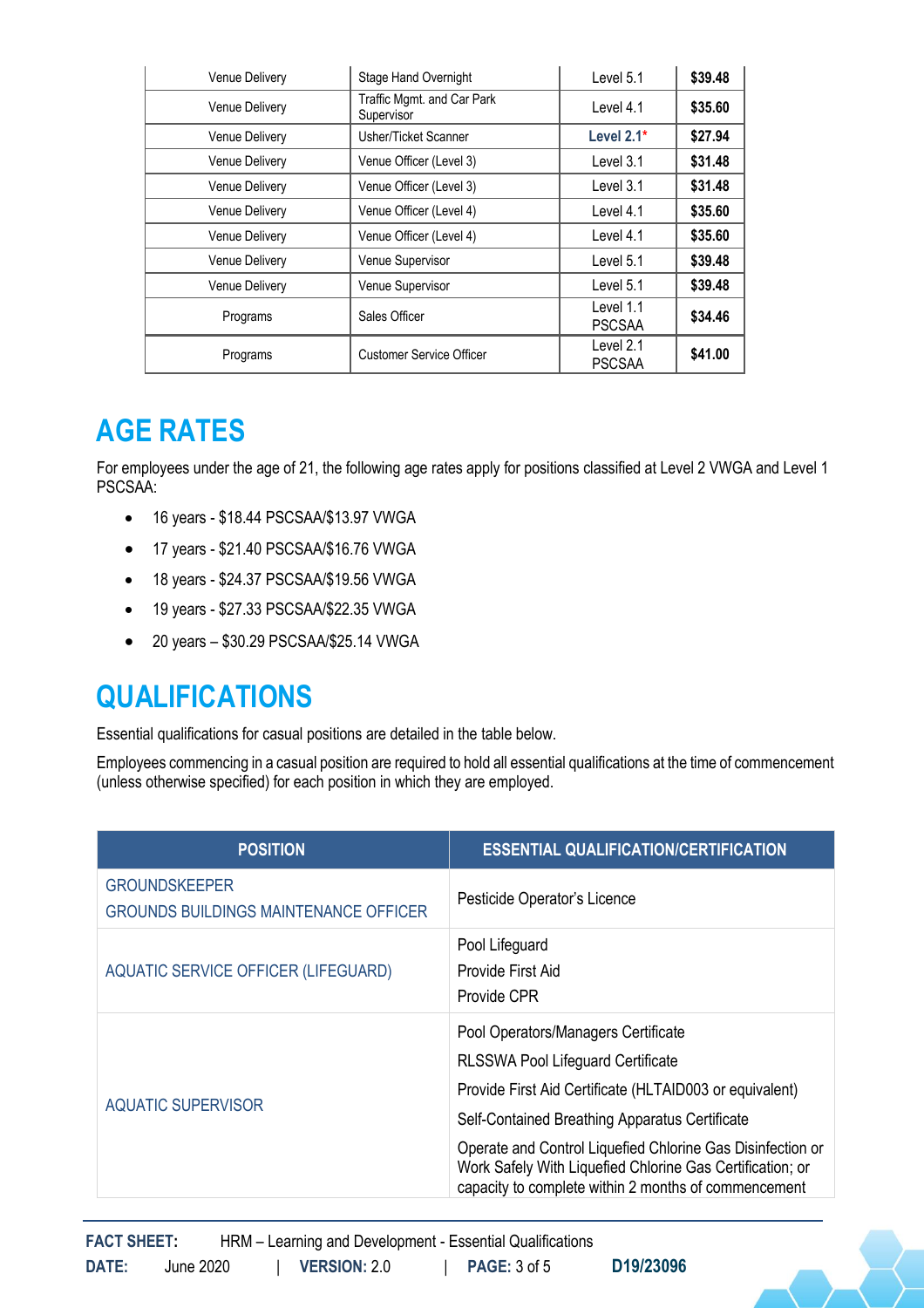| | | | |
|---|---|---|---|
| Venue Delivery | Stage Hand Overnight | Level 5.1 | **$39.48** |
| Venue Delivery | Traffic Mgmt. and Car Park Supervisor | Level 4.1 | **$35.60** |
| Venue Delivery | Usher/Ticket Scanner | **Level 2.1*** | **$27.94** |
| Venue Delivery | Venue Officer (Level 3) | Level 3.1 | **$31.48** |
| Venue Delivery | Venue Officer (Level 3) | Level 3.1 | **$31.48** |
| Venue Delivery | Venue Officer (Level 4) | Level 4.1 | **$35.60** |
| Venue Delivery | Venue Officer (Level 4) | Level 4.1 | **$35.60** |
| Venue Delivery | Venue Supervisor | Level 5.1 | **$39.48** |
| Venue Delivery | Venue Supervisor | Level 5.1 | **$39.48** |
| Programs | Sales Officer | Level 1.1 PSCSAA | **$34.46** |
| Programs | Customer Service Officer | Level 2.1 PSCSAA | **$41.00** |

# AGE RATES

For employees under the age of 21, the following age rates apply for positions classified at Level 2 VWGA and Level 1 PSCSAA:

- 16 years - $18.44 PSCSAA/$13.97 VWGA
- 17 years - $21.40 PSCSAA/$16.76 VWGA
- 18 years - $24.37 PSCSAA/$19.56 VWGA
- 19 years - $27.33 PSCSAA/$22.35 VWGA
- 20 years – $30.29 PSCSAA/$25.14 VWGA

# QUALIFICATIONS

Essential qualifications for casual positions are detailed in the table below.

Employees commencing in a casual position are required to hold all essential qualifications at the time of commencement (unless otherwise specified) for each position in which they are employed.

| POSITION | ESSENTIAL QUALIFICATION/CERTIFICATION |
|---|---|
| GROUNDSKEEPER<br>GROUNDS BUILDINGS MAINTENANCE OFFICER | Pesticide Operator's Licence |
| AQUATIC SERVICE OFFICER (LIFEGUARD) | Pool Lifeguard<br>Provide First Aid<br>Provide CPR |
| AQUATIC SUPERVISOR | Pool Operators/Managers Certificate<br>RLSSWA Pool Lifeguard Certificate<br>Provide First Aid Certificate (HLTAID003 or equivalent)<br>Self-Contained Breathing Apparatus Certificate<br>Operate and Control Liquefied Chlorine Gas Disinfection or Work Safely With Liquefied Chlorine Gas Certification; or capacity to complete within 2 months of commencement |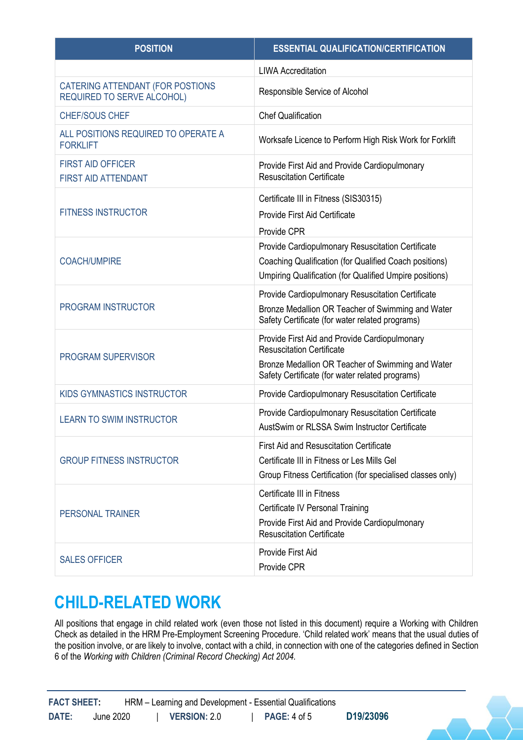| POSITION | ESSENTIAL QUALIFICATION/CERTIFICATION |
|---|---|
| | LIWA Accreditation |
| CATERING ATTENDANT (FOR POSTIONS REQUIRED TO SERVE ALCOHOL) | Responsible Service of Alcohol |
| CHEF/SOUS CHEF | Chef Qualification |
| ALL POSITIONS REQUIRED TO OPERATE A FORKLIFT | Worksafe Licence to Perform High Risk Work for Forklift |
| FIRST AID OFFICER<br>FIRST AID ATTENDANT | Provide First Aid and Provide Cardiopulmonary Resuscitation Certificate |
| FITNESS INSTRUCTOR | Certificate III in Fitness (SIS30315)<br>Provide First Aid Certificate<br>Provide CPR |
| COACH/UMPIRE | Provide Cardiopulmonary Resuscitation Certificate<br>Coaching Qualification (for Qualified Coach positions)<br>Umpiring Qualification (for Qualified Umpire positions) |
| PROGRAM INSTRUCTOR | Provide Cardiopulmonary Resuscitation Certificate<br>Bronze Medallion OR Teacher of Swimming and Water Safety Certificate (for water related programs) |
| PROGRAM SUPERVISOR | Provide First Aid and Provide Cardiopulmonary Resuscitation Certificate<br>Bronze Medallion OR Teacher of Swimming and Water Safety Certificate (for water related programs) |
| KIDS GYMNASTICS INSTRUCTOR | Provide Cardiopulmonary Resuscitation Certificate |
| LEARN TO SWIM INSTRUCTOR | Provide Cardiopulmonary Resuscitation Certificate<br>AustSwim or RLSSA Swim Instructor Certificate |
| GROUP FITNESS INSTRUCTOR | First Aid and Resuscitation Certificate<br>Certificate III in Fitness or Les Mills Gel<br>Group Fitness Certification (for specialised classes only) |
| PERSONAL TRAINER | Certificate III in Fitness<br>Certificate IV Personal Training<br>Provide First Aid and Provide Cardiopulmonary Resuscitation Certificate |
| SALES OFFICER | Provide First Aid<br>Provide CPR |

# CHILD-RELATED WORK

All positions that engage in child related work (even those not listed in this document) require a Working with Children Check as detailed in the HRM Pre-Employment Screening Procedure. 'Child related work' means that the usual duties of the position involve, or are likely to involve, contact with a child, in connection with one of the categories defined in Section 6 of the *Working with Children (Criminal Record Checking) Act 2004.*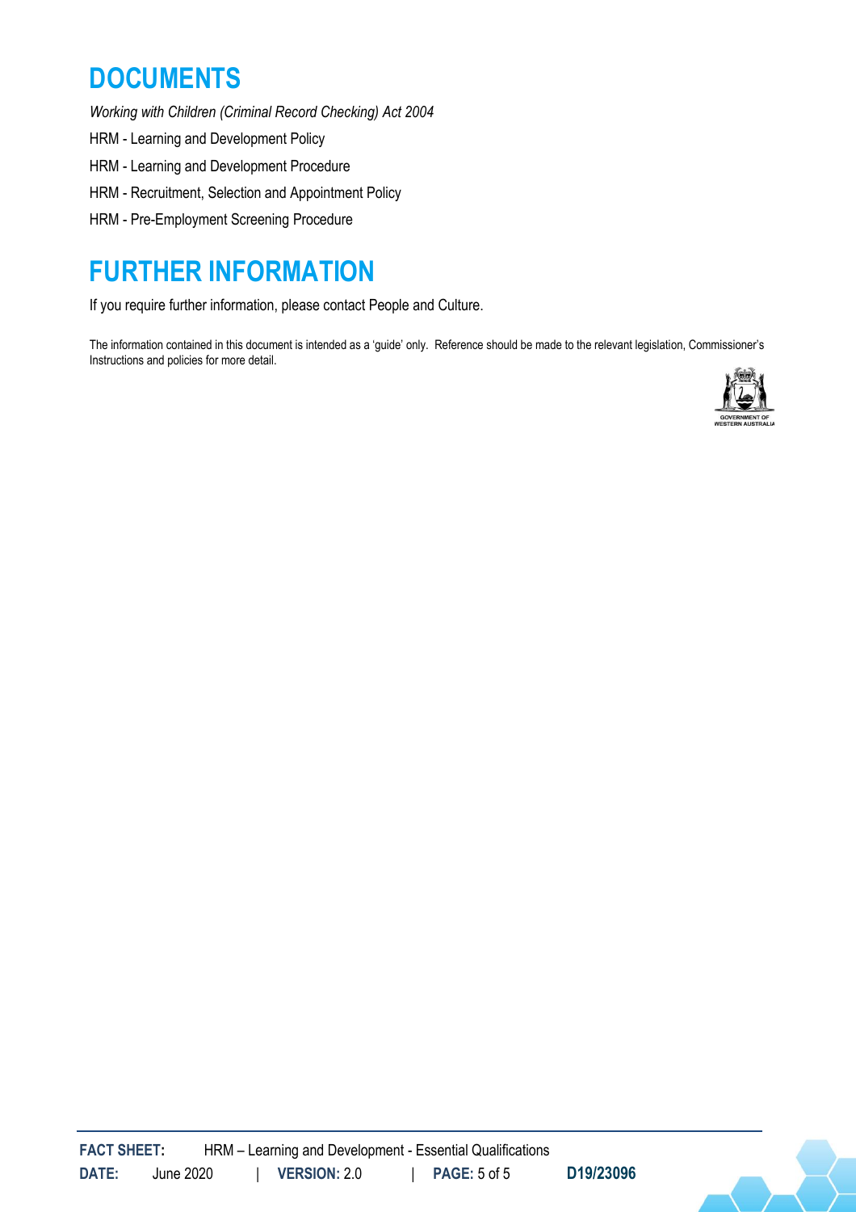# DOCUMENTS

*Working with Children (Criminal Record Checking) Act 2004*

HRM - Learning and Development Policy

HRM - Learning and Development Procedure

HRM - Recruitment, Selection and Appointment Policy

HRM - Pre-Employment Screening Procedure

# FURTHER INFORMATION

If you require further information, please contact People and Culture.

The information contained in this document is intended as a 'guide' only. Reference should be made to the relevant legislation, Commissioner's Instructions and policies for more detail.